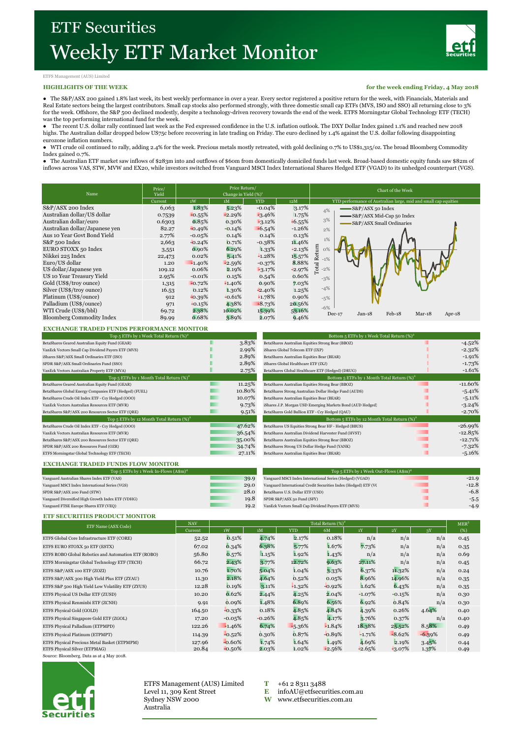# ETF Securities
# Weekly ETF Market Monitor

ETFS Management (AUS) Limited

**HIGHLIGHTS OF THE WEEK** — **for the week ending Friday, 4 May 2018**

- The S&P/ASX 200 gained 1.8% last week, its best weekly performance in over a year. Every sector registered a positive return for the week, with Financials, Materials and Real Estate sectors being the largest contributors. Small cap stocks also performed strongly, with three domestic small cap ETFs (MVS, ISO and SSO) all returning close to 3% for the week. Offshore, the S&P 500 declined modestly, despite a technology-driven recovery towards the end of the week. ETFS Morningstar Global Technology ETF (TECH) was the top performing international fund for the week.
- The recent U.S. dollar rally continued last week as the Fed expressed confidence in the U.S. inflation outlook. The DXY Dollar Index gained 1.1% and reached new 2018 highs. The Australian dollar dropped below US75c before recovering in late trading on Friday. The euro declined by 1.4% against the U.S. dollar following disappointing eurozone inflation numbers.
- WTI crude oil continued to rally, adding 2.4% for the week. Precious metals mostly retreated, with gold declining 0.7% to US$1,315/oz. The broad Bloomberg Commodity Index gained 0.7%.
- The Australian ETF market saw inflows of $283m into and outflows of $60m from domestically domiciled funds last week. Broad-based domestic equity funds saw $82m of inflows across VAS, STW, MVW and EX20, while investors switched from Vanguard MSCI Index International Shares Hedged ETF (VGAD) to its unhedged counterpart (VGS).

| Name | Price/ Yield | Price Return/ Change in Yield (%)[1] | | | |
|---|---|---|---|---|---|
| | Current | 1W | 1M | YTD | 12M |
| S&P/ASX 200 Index | 6,063 | 1.83% | 5.23% | -0.04% | 3.17% |
| Australian dollar/US dollar | 0.7539 | -0.55% | -2.29% | -3.46% | 1.75% |
| Australian dollar/euro | 0.6303 | 0.85% | 0.30% | -3.12% | -6.55% |
| Australian dollar/Japanese yen | 82.27 | -0.49% | -0.14% | -6.54% | -1.26% |
| Aus 10 Year Govt Bond Yield | 2.77% | -0.05% | 0.14% | 0.14% | 0.13% |
| S&P 500 Index | 2,663 | -0.24% | 0.71% | -0.38% | 11.46% |
| EURO STOXX 50 Index | 3,551 | 0.90% | 6.29% | 1.33% | -2.13% |
| Nikkei 225 Index | 22,473 | 0.02% | 5.41% | -1.28% | 15.57% |
| Euro/US dollar | 1.20 | -1.40% | -2.59% | -0.37% | 8.88% |
| US dollar/Japanese yen | 109.12 | 0.06% | 2.19% | -3.17% | -2.97% |
| US 10 Year Treasury Yield | 2.95% | -0.01% | 0.15% | 0.54% | 0.60% |
| Gold (US$/troy ounce) | 1,315 | -0.72% | -1.40% | 0.90% | 7.03% |
| Silver (US$/troy ounce) | 16.53 | 0.12% | 1.30% | -2.40% | 1.25% |
| Platinum (US$/ounce) | 912 | -0.39% | -0.61% | -1.78% | 0.90% |
| Palladium (US$/ounce) | 971 | -0.15% | 4.38% | -8.73% | 20.56% |
| WTI Crude (US$/bbl) | 69.72 | 2.38% | 10.02% | 15.39% | 53.16% |
| Bloomberg Commodity Index | 89.99 | 0.68% | 3.89% | 2.07% | 9.46% |

**Chart of the Week**

YTD performance of Australian large, mid and small cap equities

Legend: S&P/ASX 50 Index; S&P/ASX Mid-Cap 50 Index; S&P/ASX Small Ordinaries. Y-axis: Total Return (-6% to 4%). X-axis: Dec-17, Jan-18, Feb-18, Mar-18, Apr-18.

## EXCHANGE TRADED FUNDS PERFORMANCE MONITOR

| Top 5 ETFs by 1 Week Total Return (%)[2] | |
|---|---|
| BetaShares Geared Australian Equity Fund (GEAR) | 3.83% |
| VanEck Vectors Small Cap Dividend Payers ETF (MVS) | 2.99% |
| iShares S&P/ASX Small Ordinaries ETF (ISO) | 2.89% |
| SPDR S&P/ASX Small Ordinaries Fund (SSO) | 2.89% |
| VanEck Vectors Australian Property ETF (MVA) | 2.75% |

| Bottom 5 ETFs by 1 Week Total Return (%)[2] | |
|---|---|
| BetaShares Australian Equities Strong Bear (BBOZ) | -4.52% |
| iShares Global Telecom ETF (IXP) | -2.32% |
| BetaShares Australian Equities Bear (BEAR) | -1.91% |
| iShares Global Healthcare ETF (IXJ) | -1.73% |
| BetaShares Global Healthcare ETF (Hedged) (DRUG) | -1.61% |

| Top 5 ETFs by 1 Month Total Return (%)[2] | |
|---|---|
| BetaShares Geared Australian Equity Fund (GEAR) | 11.25% |
| BetaShares Global Energy Companies ETF (Hedged) (FUEL) | 10.80% |
| BetaShares Crude Oil Index ETF - Ccy Hedged (OOO) | 10.07% |
| VanEck Vectors Australian Resources ETF (MVR) | 9.73% |
| BetaShares S&P/ASX 200 Resources Sector ETF (QRE) | 9.51% |

| Bottom 5 ETFs by 1 Month Total Return (%)[2] | |
|---|---|
| BetaShares Australian Equities Strong Bear (BBOZ) | -11.60% |
| BetaShares Strong Australian Dollar Hedge Fund (AUDS) | -5.41% |
| BetaShares Australian Equities Bear (BEAR) | -5.11% |
| iShares J.P. Morgan USD Emerging Markets Bond (AUD Hedged) | -3.24% |
| BetaShares Gold Bullion ETF - Ccy Hedged (QAU) | -2.70% |

| Top 5 ETFs by 12 Month Total Return (%)[2] | |
|---|---|
| BetaShares Crude Oil Index ETF - Ccy Hedged (OOO) | 47.62% |
| VanEck Vectors Australian Resources ETF (MVR) | 36.54% |
| BetaShares S&P/ASX 200 Resources Sector ETF (QRE) | 35.00% |
| SPDR S&P/ASX 200 Resources Fund (OZR) | 34.74% |
| ETFS Morningstar Global Technology ETF (TECH) | 27.11% |

| Bottom 5 ETFs by 12 Month Total Return (%)[2] | |
|---|---|
| BetaShares US Equities Strong Bear HF - Hedged (BBUS) | -26.99% |
| BetaShares Australian Dividend Harvester Fund (HVST) | -12.85% |
| BetaShares Australian Equities Strong Bear (BBOZ) | -12.71% |
| BetaShares Strong US Dollar Hedge Fund (YANK) | -7.32% |
| BetaShares Australian Equities Bear (BEAR) | -5.16% |

## EXCHANGE TRADED FUNDS FLOW MONITOR

| Top 5 ETFs by 1 Week In-Flows (A$m)[4] | |
|---|---|
| Vanguard Australian Shares Index ETF (VAS) | 39.9 |
| Vanguard MSCI Index International Series (VGS) | 29.0 |
| SPDR S&P/ASX 200 Fund (STW) | 28.0 |
| Vanguard Diversified High Growth Index ETF (VDHG) | 19.8 |
| Vanguard FTSE Europe Shares ETF (VEQ) | 19.2 |

| Top 5 ETFs by 1 Week Out-Flows (A$m)[4] | |
|---|---|
| Vanguard MSCI Index International Series (Hedged) (VGAD) | -21.9 |
| Vanguard International Credit Securities Index (Hedged) ETF (V( | -12.8 |
| BetaShares U.S. Dollar ETF (USD) | -6.8 |
| SPDR S&P/ASX 50 Fund (SFY) | -5.5 |
| VanEck Vectors Small Cap Dividend Payers ETF (MVS) | -4.9 |

## ETF SECURITIES PRODUCT MONITOR

| ETF Name (ASX Code) | NAV | Total Return (%)[2] | | | | | | | MER[3] |
|---|---|---|---|---|---|---|---|---|---|
| | Current | 1W | 1M | YTD | 6M | 1Y | 2Y | 3Y | (%) |
| ETFS Global Core Infrastructure ETF (CORE) | 52.52 | 0.51% | 4.74% | 2.17% | 0.18% | n/a | n/a | n/a | 0.45 |
| ETFS EURO STOXX 50 ETF (ESTX) | 67.02 | 0.34% | 6.38% | 5.77% | 1.67% | 7.73% | n/a | n/a | 0.35 |
| ETFS ROBO Global Robotics and Automation ETF (ROBO) | 56.80 | 0.57% | 1.15% | 1.92% | 1.43% | n/a | n/a | n/a | 0.69 |
| ETFS Morningstar Global Technology ETF (TECH) | 66.72 | 2.43% | 3.77% | 12.72% | 9.63% | 27.11% | n/a | n/a | 0.45 |
| ETFS S&P/ASX 100 ETF (ZOZI) | 10.76 | 1.70% | 5.04% | 1.04% | 3.33% | 6.37% | 11.32% | n/a | 0.24 |
| ETFS S&P/ASX 300 High Yield Plus ETF (ZYAU) | 11.30 | 2.18% | 4.64% | 0.52% | 0.05% | 8.96% | 14.96% | n/a | 0.35 |
| ETFS S&P 500 High Yield Low Volatility ETF (ZYUS) | 12.28 | 0.19% | 3.11% | -1.32% | -0.92% | 1.62% | 6.43% | n/a | 0.35 |
| ETFS Physical US Dollar ETF (ZUSD) | 10.20 | 0.62% | 2.44% | 4.25% | 2.04% | -1.07% | -0.15% | n/a | 0.30 |
| ETFS Physical Renminbi ETF (ZCNH) | 9.91 | 0.09% | 1.48% | 6.89% | 6.56% | 6.92% | 0.84% | n/a | 0.30 |
| ETFS Physical Gold (GOLD) | 164.50 | -0.33% | 0.18% | 4.85% | 4.84% | 4.39% | 0.26% | 4.64% | 0.40 |
| ETFS Physical Singapore Gold ETF (ZGOL) | 17.20 | -0.05% | -0.26% | 4.85% | 4.17% | 3.76% | 0.37% | n/a | 0.40 |
| ETFS Physical Palladium (ETPMPD) | 122.26 | -1.46% | 6.74% | -5.36% | -1.84% | 18.38% | 25.52% | 8.58% | 0.49 |
| ETFS Physical Platinum (ETPMPT) | 114.39 | -0.52% | 0.30% | 0.87% | -0.89% | -1.71% | -8.62% | -6.39% | 0.49 |
| ETFS Physical Precious Metal Basket (ETPMPM) | 127.96 | -0.60% | 1.74% | 1.64% | 1.49% | 4.69% | 2.19% | 3.45% | 0.44 |
| ETFS Physical Silver (ETPMAG) | 20.84 | -0.50% | 2.03% | 1.02% | -2.56% | -2.65% | -3.07% | 1.37% | 0.49 |

Source: Bloomberg. Data as at 4 May 2018.

ETFS Management (AUS) Limited
Level 11, 309 Kent Street
Sydney NSW 2000
Australia

**T** +61 2 8311 3488
**E** infoAU@etfsecurities.com.au
**W** www.etfsecurities.com.au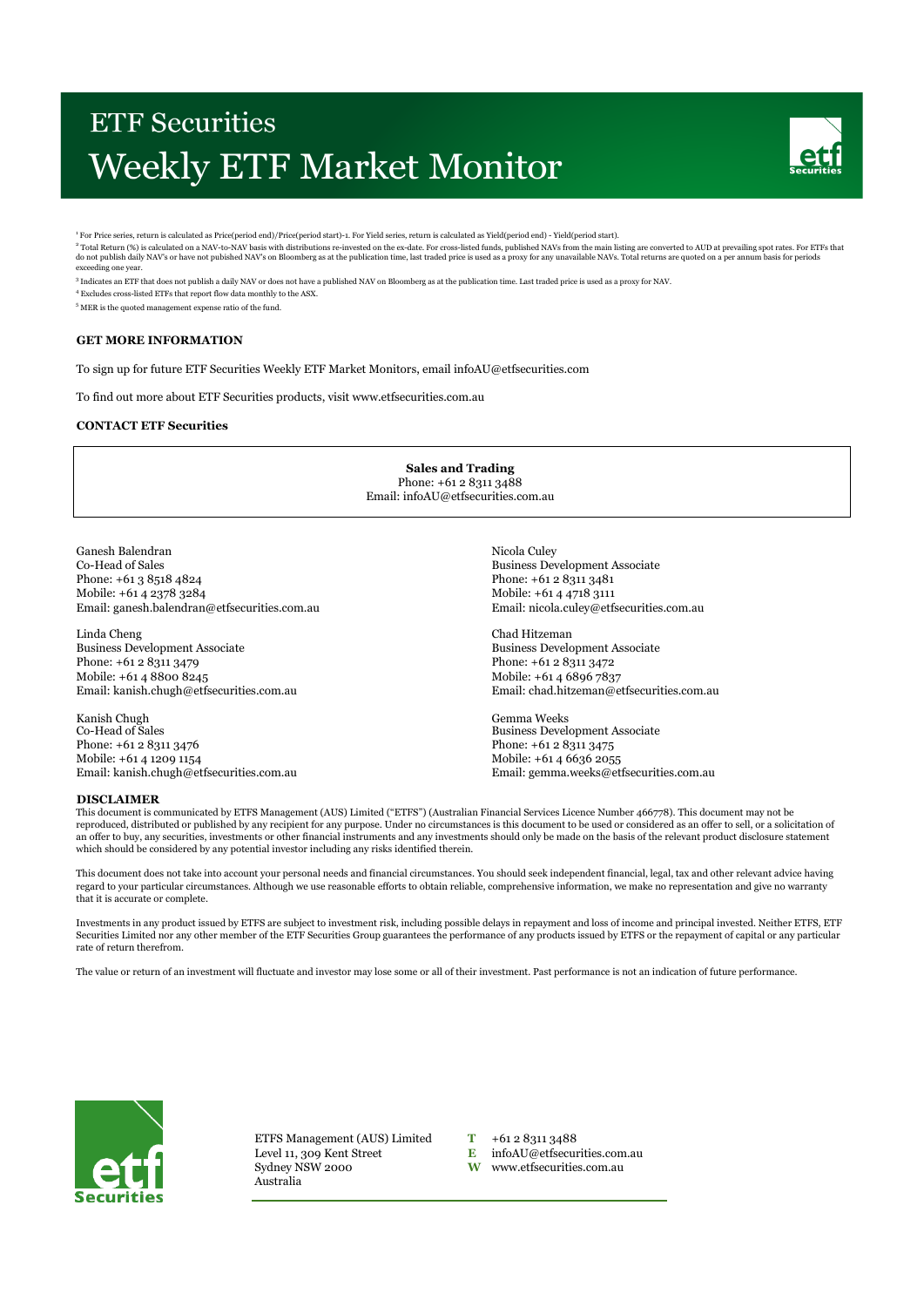# ETF Securities

# Weekly ETF Market Monitor

[1] For Price series, return is calculated as Price(period end)/Price(period start)-1. For Yield series, return is calculated as Yield(period end) - Yield(period start).

[2] Total Return (%) is calculated on a NAV-to-NAV basis with distributions re-invested on the ex-date. For cross-listed funds, published NAVs from the main listing are converted to AUD at prevailing spot rates. For ETFs that do not publish daily NAV's or have not pubished NAV's on Bloomberg as at the publication time, last traded price is used as a proxy for any unavailable NAVs. Total returns are quoted on a per annum basis for periods exceeding one year.

[3] Indicates an ETF that does not publish a daily NAV or does not have a published NAV on Bloomberg as at the publication time. Last traded price is used as a proxy for NAV.

[4] Excludes cross-listed ETFs that report flow data monthly to the ASX.

[5] MER is the quoted management expense ratio of the fund.

**GET MORE INFORMATION**

To sign up for future ETF Securities Weekly ETF Market Monitors, email infoAU@etfsecurities.com

To find out more about ETF Securities products, visit www.etfsecurities.com.au

**CONTACT ETF Securities**

**Sales and Trading**
Phone: +61 2 8311 3488
Email: infoAU@etfsecurities.com.au

Ganesh Balendran
Co-Head of Sales
Phone: +61 3 8518 4824
Mobile: +61 4 2378 3284
Email: ganesh.balendran@etfsecurities.com.au

Linda Cheng
Business Development Associate
Phone: +61 2 8311 3479
Mobile: +61 4 8800 8245
Email: kanish.chugh@etfsecurities.com.au

Kanish Chugh
Co-Head of Sales
Phone: +61 2 8311 3476
Mobile: +61 4 1209 1154
Email: kanish.chugh@etfsecurities.com.au

Nicola Culey
Business Development Associate
Phone: +61 2 8311 3481
Mobile: +61 4 4718 3111
Email: nicola.culey@etfsecurities.com.au

Chad Hitzeman
Business Development Associate
Phone: +61 2 8311 3472
Mobile: +61 4 6896 7837
Email: chad.hitzeman@etfsecurities.com.au

Gemma Weeks
Business Development Associate
Phone: +61 2 8311 3475
Mobile: +61 4 6636 2055
Email: gemma.weeks@etfsecurities.com.au

**DISCLAIMER**

This document is communicated by ETFS Management (AUS) Limited ("ETFS") (Australian Financial Services Licence Number 466778). This document may not be reproduced, distributed or published by any recipient for any purpose. Under no circumstances is this document to be used or considered as an offer to sell, or a solicitation of an offer to buy, any securities, investments or other financial instruments and any investments should only be made on the basis of the relevant product disclosure statement which should be considered by any potential investor including any risks identified therein.

This document does not take into account your personal needs and financial circumstances. You should seek independent financial, legal, tax and other relevant advice having regard to your particular circumstances. Although we use reasonable efforts to obtain reliable, comprehensive information, we make no representation and give no warranty that it is accurate or complete.

Investments in any product issued by ETFS are subject to investment risk, including possible delays in repayment and loss of income and principal invested. Neither ETFS, ETF Securities Limited nor any other member of the ETF Securities Group guarantees the performance of any products issued by ETFS or the repayment of capital or any particular rate of return therefrom.

The value or return of an investment will fluctuate and investor may lose some or all of their investment. Past performance is not an indication of future performance.

ETFS Management (AUS) Limited
Level 11, 309 Kent Street
Sydney NSW 2000
Australia

**T** +61 2 8311 3488
**E** infoAU@etfsecurities.com.au
**W** www.etfsecurities.com.au